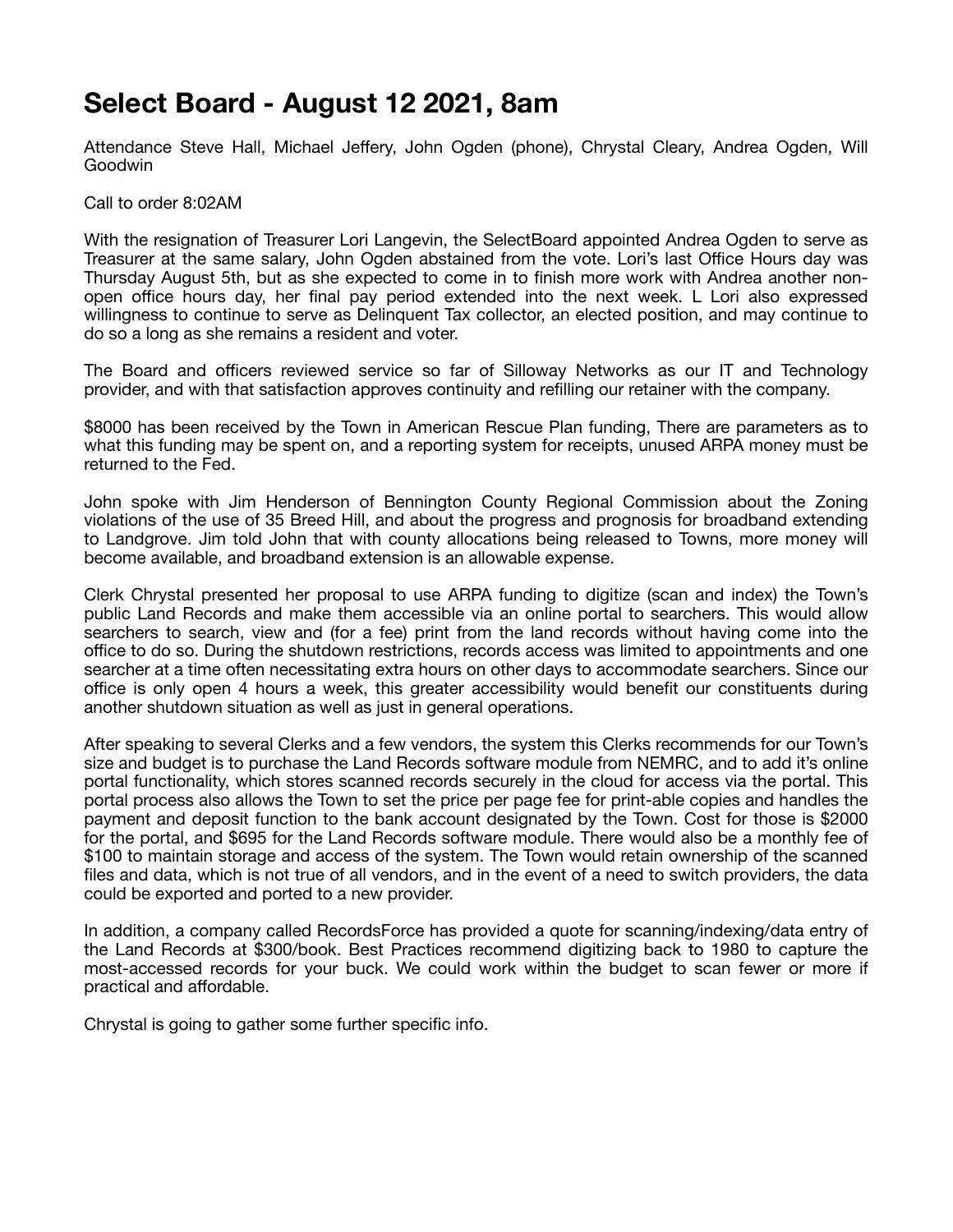# Select Board - August 12 2021, 8am

Attendance Steve Hall, Michael Jeffery, John Ogden (phone), Chrystal Cleary, Andrea Ogden, Will Goodwin

Call to order 8:02AM

With the resignation of Treasurer Lori Langevin, the SelectBoard appointed Andrea Ogden to serve as Treasurer at the same salary, John Ogden abstained from the vote. Lori's last Office Hours day was Thursday August 5th, but as she expected to come in to finish more work with Andrea another non-open office hours day, her final pay period extended into the next week. L Lori also expressed willingness to continue to serve as Delinquent Tax collector, an elected position, and may continue to do so a long as she remains a resident and voter.

The Board and officers reviewed service so far of Silloway Networks as our IT and Technology provider, and with that satisfaction approves continuity and refilling our retainer with the company.

$8000 has been received by the Town in American Rescue Plan funding, There are parameters as to what this funding may be spent on, and a reporting system for receipts, unused ARPA money must be returned to the Fed.

John spoke with Jim Henderson of Bennington County Regional Commission about the Zoning violations of the use of 35 Breed Hill, and about the progress and prognosis for broadband extending to Landgrove. Jim told John that with county allocations being released to Towns, more money will become available, and broadband extension is an allowable expense.

Clerk Chrystal presented her proposal to use ARPA funding to digitize (scan and index) the Town's public Land Records and make them accessible via an online portal to searchers. This would allow searchers to search, view and (for a fee) print from the land records without having come into the office to do so. During the shutdown restrictions, records access was limited to appointments and one searcher at a time often necessitating extra hours on other days to accommodate searchers. Since our office is only open 4 hours a week, this greater accessibility would benefit our constituents during another shutdown situation as well as just in general operations.

After speaking to several Clerks and a few vendors, the system this Clerks recommends for our Town's size and budget is to purchase the Land Records software module from NEMRC, and to add it's online portal functionality, which stores scanned records securely in the cloud for access via the portal. This portal process also allows the Town to set the price per page fee for print-able copies and handles the payment and deposit function to the bank account designated by the Town. Cost for those is $2000 for the portal, and $695 for the Land Records software module. There would also be a monthly fee of $100 to maintain storage and access of the system. The Town would retain ownership of the scanned files and data, which is not true of all vendors, and in the event of a need to switch providers, the data could be exported and ported to a new provider.

In addition, a company called RecordsForce has provided a quote for scanning/indexing/data entry of the Land Records at $300/book. Best Practices recommend digitizing back to 1980 to capture the most-accessed records for your buck. We could work within the budget to scan fewer or more if practical and affordable.

Chrystal is going to gather some further specific info.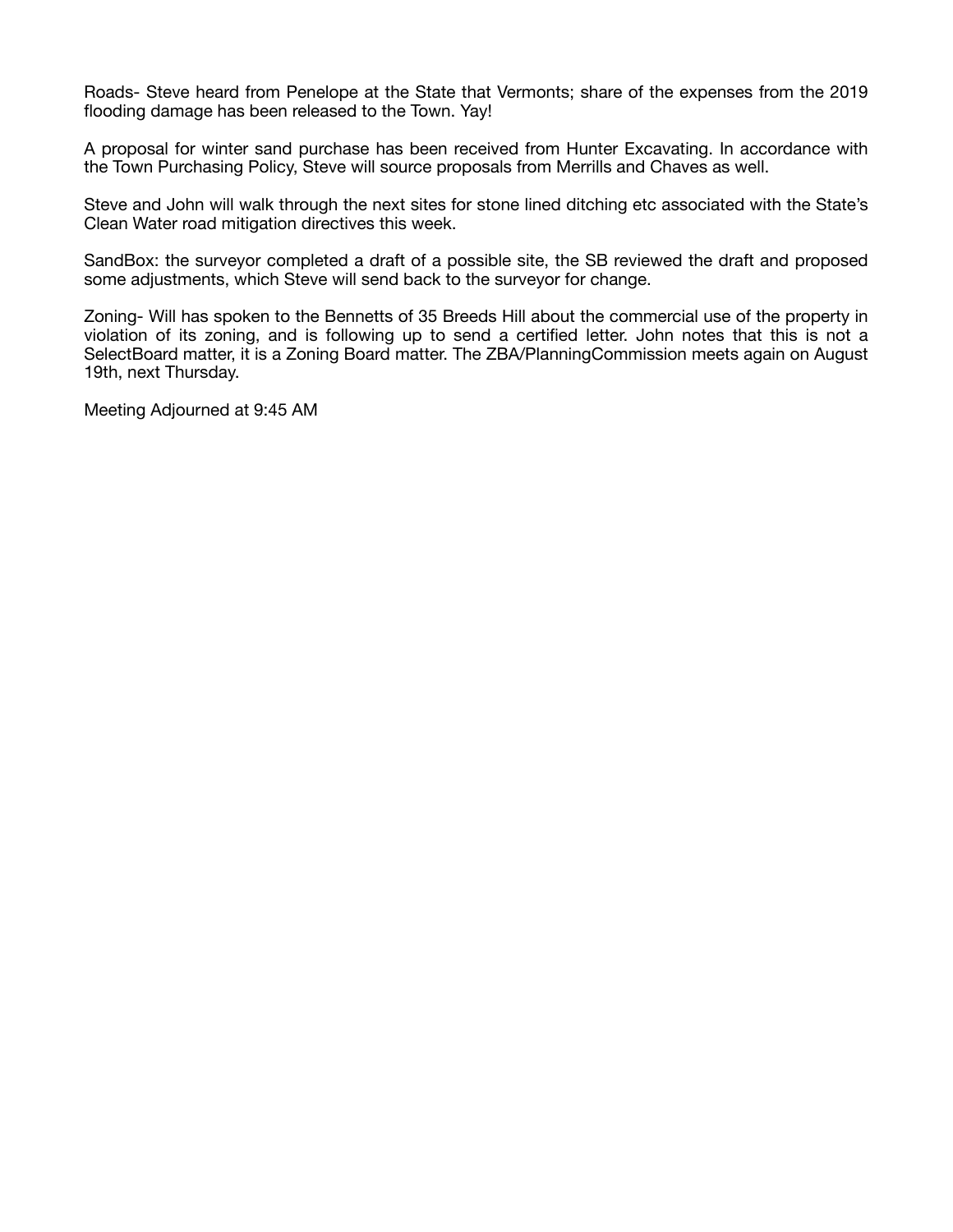Roads- Steve heard from Penelope at the State that Vermonts; share of the expenses from the 2019 flooding damage has been released to the Town. Yay!

A proposal for winter sand purchase has been received from Hunter Excavating. In accordance with the Town Purchasing Policy, Steve will source proposals from Merrills and Chaves as well.

Steve and John will walk through the next sites for stone lined ditching etc associated with the State's Clean Water road mitigation directives this week.

SandBox: the surveyor completed a draft of a possible site, the SB reviewed the draft and proposed some adjustments, which Steve will send back to the surveyor for change.

Zoning- Will has spoken to the Bennetts of 35 Breeds Hill about the commercial use of the property in violation of its zoning, and is following up to send a certified letter. John notes that this is not a SelectBoard matter, it is a Zoning Board matter. The ZBA/PlanningCommission meets again on August 19th, next Thursday.

Meeting Adjourned at 9:45 AM